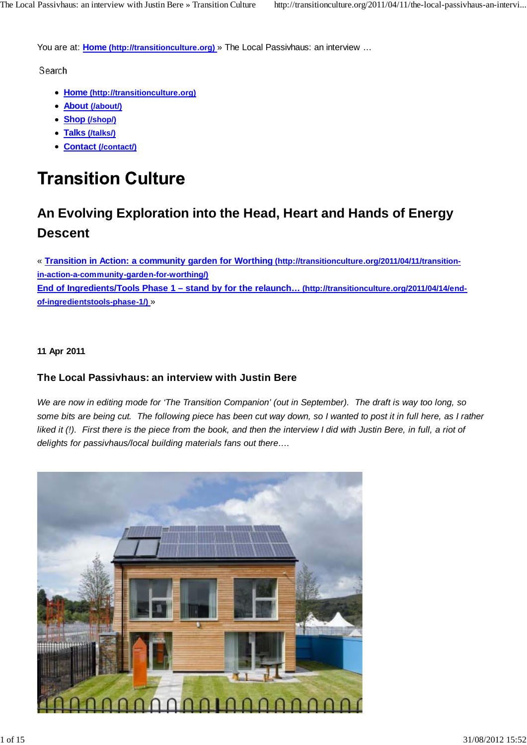You are at: **[Home](http://transitionculture.org)** » The Local Passivhaus: an interview …

Search

- **[Home](http://transitionculture.org)**
- **[About](/about/)**
- **[Shop](/shop/)**
- **[Talks](/talks/)**
- **[Contact](/contact/)**

# Transition Culture

## An Evolving Exploration into the Head, Heart and Hands of Energy Descent

« **[Transition in Action: a community garden for Worthing](http://transitionculture.org/2011/04/11/transition-in-action-a-community-garden-for-worthing/)**
**[End of Ingredients/Tools Phase 1 – stand by for the relaunch…](http://transitionculture.org/2011/04/14/end-of-ingredientstools-phase-1/)** »

**11 Apr 2011**

### The Local Passivhaus: an interview with Justin Bere

*We are now in editing mode for 'The Transition Companion' (out in September). The draft is way too long, so some bits are being cut. The following piece has been cut way down, so I wanted to post it in full here, as I rather liked it (!). First there is the piece from the book, and then the interview I did with Justin Bere, in full, a riot of delights for passivhaus/local building materials fans out there….*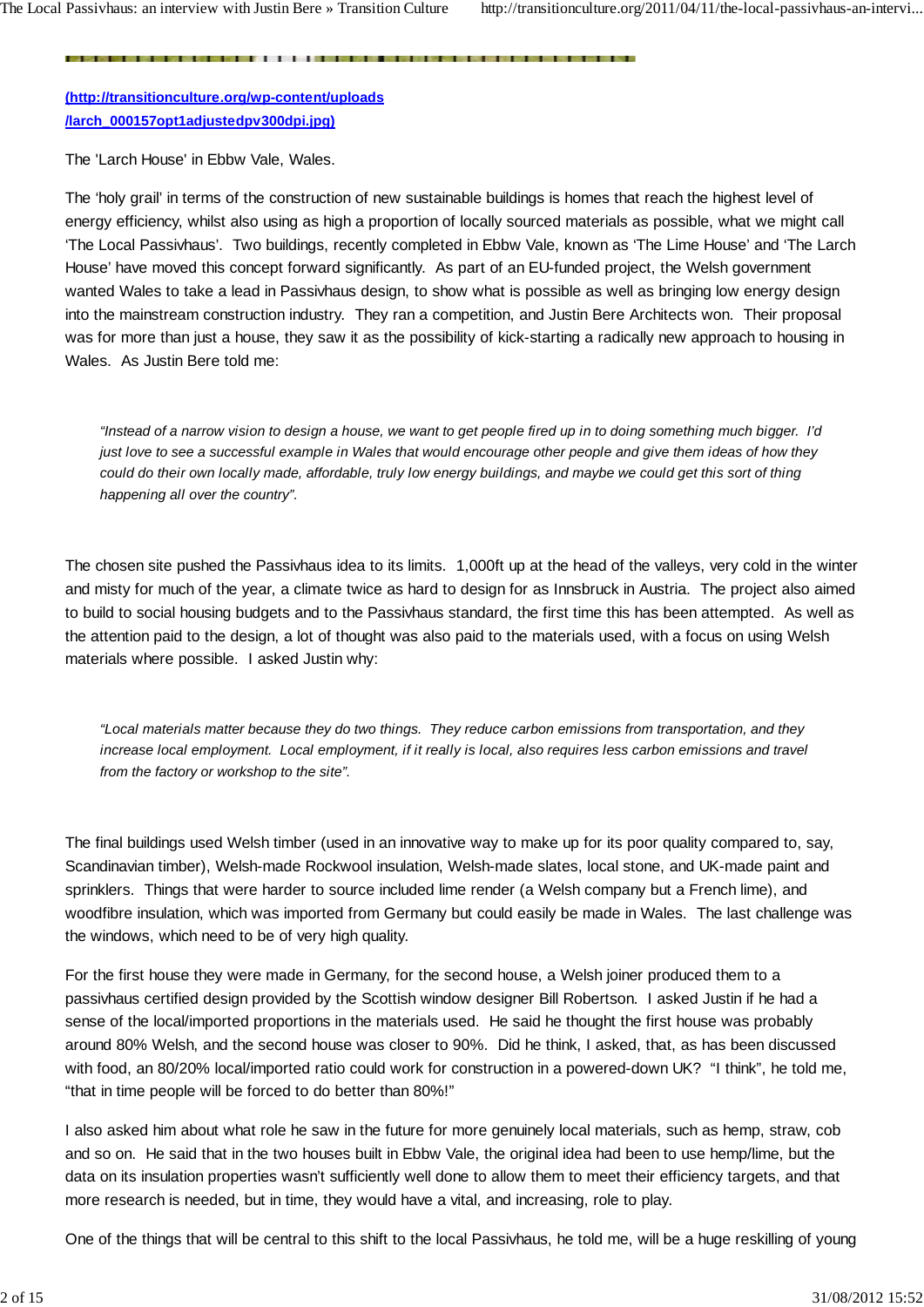[(http://transitionculture.org/wp-content/uploads/larch_000157opt1adjustedpv300dpi.jpg)](http://transitionculture.org/wp-content/uploads/larch_000157opt1adjustedpv300dpi.jpg)

The 'Larch House' in Ebbw Vale, Wales.

The 'holy grail' in terms of the construction of new sustainable buildings is homes that reach the highest level of energy efficiency, whilst also using as high a proportion of locally sourced materials as possible, what we might call 'The Local Passivhaus'. Two buildings, recently completed in Ebbw Vale, known as 'The Lime House' and 'The Larch House' have moved this concept forward significantly. As part of an EU-funded project, the Welsh government wanted Wales to take a lead in Passivhaus design, to show what is possible as well as bringing low energy design into the mainstream construction industry. They ran a competition, and Justin Bere Architects won. Their proposal was for more than just a house, they saw it as the possibility of kick-starting a radically new approach to housing in Wales. As Justin Bere told me:

> *"Instead of a narrow vision to design a house, we want to get people fired up in to doing something much bigger. I'd just love to see a successful example in Wales that would encourage other people and give them ideas of how they could do their own locally made, affordable, truly low energy buildings, and maybe we could get this sort of thing happening all over the country".*

The chosen site pushed the Passivhaus idea to its limits. 1,000ft up at the head of the valleys, very cold in the winter and misty for much of the year, a climate twice as hard to design for as Innsbruck in Austria. The project also aimed to build to social housing budgets and to the Passivhaus standard, the first time this has been attempted. As well as the attention paid to the design, a lot of thought was also paid to the materials used, with a focus on using Welsh materials where possible. I asked Justin why:

> *"Local materials matter because they do two things. They reduce carbon emissions from transportation, and they increase local employment. Local employment, if it really is local, also requires less carbon emissions and travel from the factory or workshop to the site".*

The final buildings used Welsh timber (used in an innovative way to make up for its poor quality compared to, say, Scandinavian timber), Welsh-made Rockwool insulation, Welsh-made slates, local stone, and UK-made paint and sprinklers. Things that were harder to source included lime render (a Welsh company but a French lime), and woodfibre insulation, which was imported from Germany but could easily be made in Wales. The last challenge was the windows, which need to be of very high quality.

For the first house they were made in Germany, for the second house, a Welsh joiner produced them to a passivhaus certified design provided by the Scottish window designer Bill Robertson. I asked Justin if he had a sense of the local/imported proportions in the materials used. He said he thought the first house was probably around 80% Welsh, and the second house was closer to 90%. Did he think, I asked, that, as has been discussed with food, an 80/20% local/imported ratio could work for construction in a powered-down UK? "I think", he told me, "that in time people will be forced to do better than 80%!"

I also asked him about what role he saw in the future for more genuinely local materials, such as hemp, straw, cob and so on. He said that in the two houses built in Ebbw Vale, the original idea had been to use hemp/lime, but the data on its insulation properties wasn't sufficiently well done to allow them to meet their efficiency targets, and that more research is needed, but in time, they would have a vital, and increasing, role to play.

One of the things that will be central to this shift to the local Passivhaus, he told me, will be a huge reskilling of young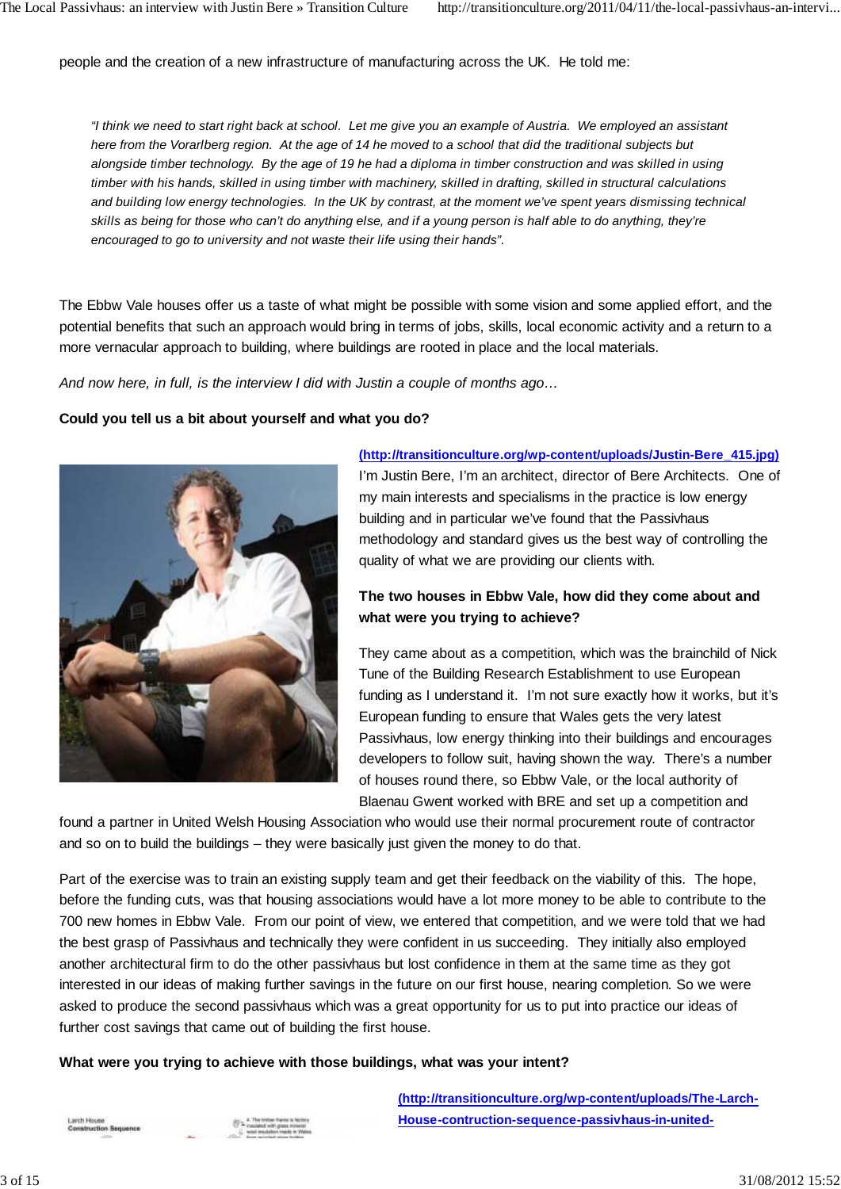people and the creation of a new infrastructure of manufacturing across the UK. He told me:

> *"I think we need to start right back at school. Let me give you an example of Austria. We employed an assistant here from the Vorarlberg region. At the age of 14 he moved to a school that did the traditional subjects but alongside timber technology. By the age of 19 he had a diploma in timber construction and was skilled in using timber with his hands, skilled in using timber with machinery, skilled in drafting, skilled in structural calculations and building low energy technologies. In the UK by contrast, at the moment we've spent years dismissing technical skills as being for those who can't do anything else, and if a young person is half able to do anything, they're encouraged to go to university and not waste their life using their hands".*

The Ebbw Vale houses offer us a taste of what might be possible with some vision and some applied effort, and the potential benefits that such an approach would bring in terms of jobs, skills, local economic activity and a return to a more vernacular approach to building, where buildings are rooted in place and the local materials.

*And now here, in full, is the interview I did with Justin a couple of months ago…*

**Could you tell us a bit about yourself and what you do?**

**(http://transitionculture.org/wp-content/uploads/Justin-Bere_415.jpg)**

I'm Justin Bere, I'm an architect, director of Bere Architects. One of my main interests and specialisms in the practice is low energy building and in particular we've found that the Passivhaus methodology and standard gives us the best way of controlling the quality of what we are providing our clients with.

**The two houses in Ebbw Vale, how did they come about and what were you trying to achieve?**

They came about as a competition, which was the brainchild of Nick Tune of the Building Research Establishment to use European funding as I understand it. I'm not sure exactly how it works, but it's European funding to ensure that Wales gets the very latest Passivhaus, low energy thinking into their buildings and encourages developers to follow suit, having shown the way. There's a number of houses round there, so Ebbw Vale, or the local authority of Blaenau Gwent worked with BRE and set up a competition and found a partner in United Welsh Housing Association who would use their normal procurement route of contractor and so on to build the buildings – they were basically just given the money to do that.

Part of the exercise was to train an existing supply team and get their feedback on the viability of this. The hope, before the funding cuts, was that housing associations would have a lot more money to be able to contribute to the 700 new homes in Ebbw Vale. From our point of view, we entered that competition, and we were told that we had the best grasp of Passivhaus and technically they were confident in us succeeding. They initially also employed another architectural firm to do the other passivhaus but lost confidence in them at the same time as they got interested in our ideas of making further savings in the future on our first house, nearing completion. So we were asked to produce the second passivhaus which was a great opportunity for us to put into practice our ideas of further cost savings that came out of building the first house.

**What were you trying to achieve with those buildings, what was your intent?**

**(http://transitionculture.org/wp-content/uploads/The-Larch-House-contruction-sequence-passivhaus-in-united-**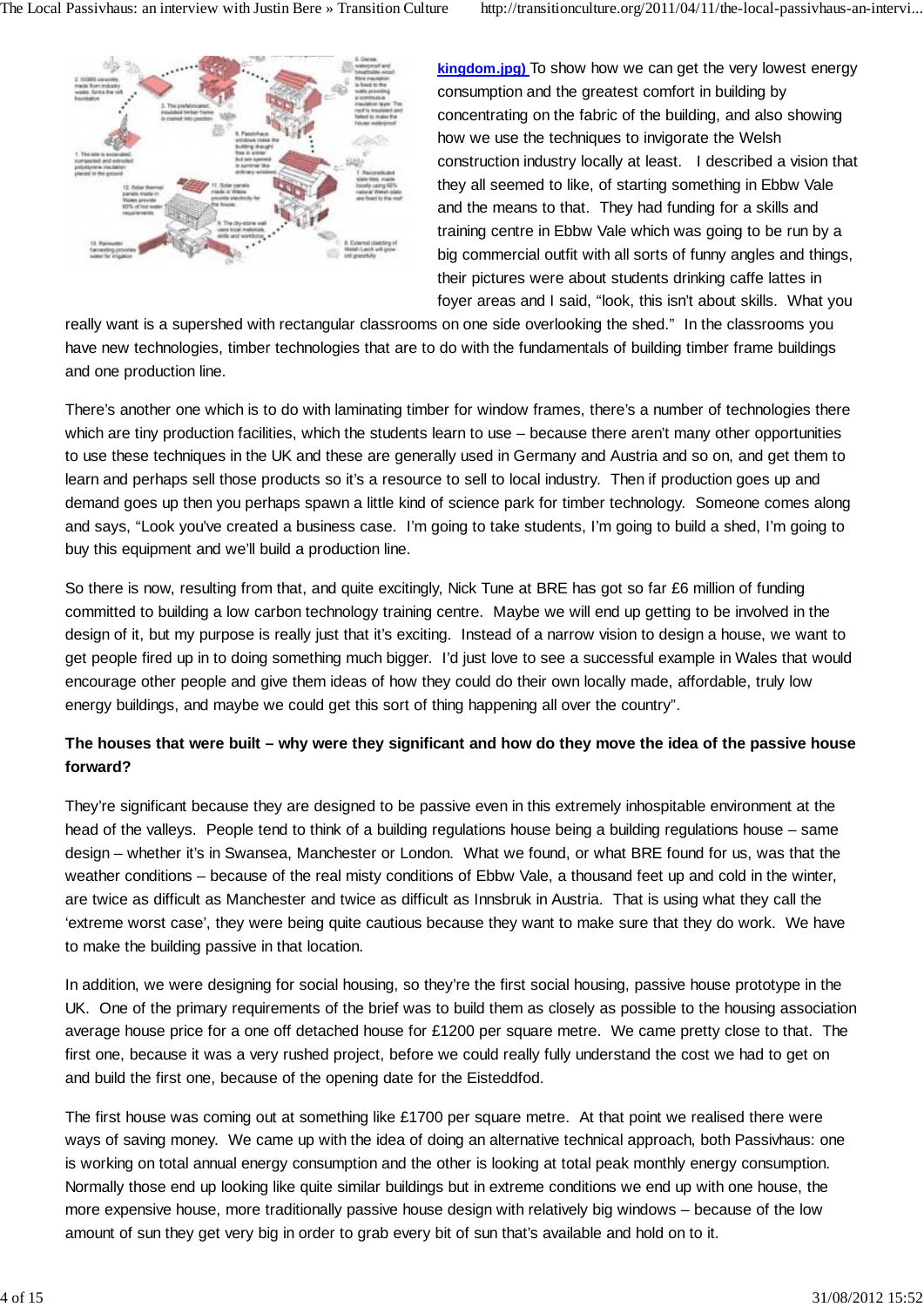kingdom.jpg) To show how we can get the very lowest energy consumption and the greatest comfort in building by concentrating on the fabric of the building, and also showing how we use the techniques to invigorate the Welsh construction industry locally at least. I described a vision that they all seemed to like, of starting something in Ebbw Vale and the means to that. They had funding for a skills and training centre in Ebbw Vale which was going to be run by a big commercial outfit with all sorts of funny angles and things, their pictures were about students drinking caffe lattes in foyer areas and I said, "look, this isn't about skills. What you really want is a supershed with rectangular classrooms on one side overlooking the shed." In the classrooms you have new technologies, timber technologies that are to do with the fundamentals of building timber frame buildings and one production line.

There's another one which is to do with laminating timber for window frames, there's a number of technologies there which are tiny production facilities, which the students learn to use – because there aren't many other opportunities to use these techniques in the UK and these are generally used in Germany and Austria and so on, and get them to learn and perhaps sell those products so it's a resource to sell to local industry. Then if production goes up and demand goes up then you perhaps spawn a little kind of science park for timber technology. Someone comes along and says, "Look you've created a business case. I'm going to take students, I'm going to build a shed, I'm going to buy this equipment and we'll build a production line.

So there is now, resulting from that, and quite excitingly, Nick Tune at BRE has got so far £6 million of funding committed to building a low carbon technology training centre. Maybe we will end up getting to be involved in the design of it, but my purpose is really just that it's exciting. Instead of a narrow vision to design a house, we want to get people fired up in to doing something much bigger. I'd just love to see a successful example in Wales that would encourage other people and give them ideas of how they could do their own locally made, affordable, truly low energy buildings, and maybe we could get this sort of thing happening all over the country".

**The houses that were built – why were they significant and how do they move the idea of the passive house forward?**

They're significant because they are designed to be passive even in this extremely inhospitable environment at the head of the valleys. People tend to think of a building regulations house being a building regulations house – same design – whether it's in Swansea, Manchester or London. What we found, or what BRE found for us, was that the weather conditions – because of the real misty conditions of Ebbw Vale, a thousand feet up and cold in the winter, are twice as difficult as Manchester and twice as difficult as Innsbruk in Austria. That is using what they call the 'extreme worst case', they were being quite cautious because they want to make sure that they do work. We have to make the building passive in that location.

In addition, we were designing for social housing, so they're the first social housing, passive house prototype in the UK. One of the primary requirements of the brief was to build them as closely as possible to the housing association average house price for a one off detached house for £1200 per square metre. We came pretty close to that. The first one, because it was a very rushed project, before we could really fully understand the cost we had to get on and build the first one, because of the opening date for the Eisteddfod.

The first house was coming out at something like £1700 per square metre. At that point we realised there were ways of saving money. We came up with the idea of doing an alternative technical approach, both Passivhaus: one is working on total annual energy consumption and the other is looking at total peak monthly energy consumption. Normally those end up looking like quite similar buildings but in extreme conditions we end up with one house, the more expensive house, more traditionally passive house design with relatively big windows – because of the low amount of sun they get very big in order to grab every bit of sun that's available and hold on to it.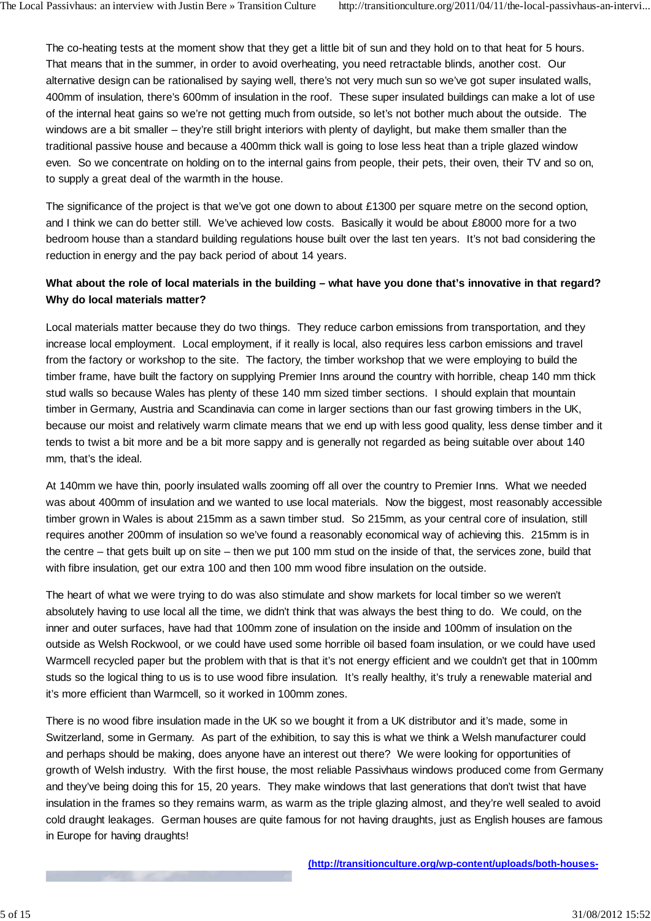The co-heating tests at the moment show that they get a little bit of sun and they hold on to that heat for 5 hours. That means that in the summer, in order to avoid overheating, you need retractable blinds, another cost. Our alternative design can be rationalised by saying well, there's not very much sun so we've got super insulated walls, 400mm of insulation, there's 600mm of insulation in the roof. These super insulated buildings can make a lot of use of the internal heat gains so we're not getting much from outside, so let's not bother much about the outside. The windows are a bit smaller – they're still bright interiors with plenty of daylight, but make them smaller than the traditional passive house and because a 400mm thick wall is going to lose less heat than a triple glazed window even. So we concentrate on holding on to the internal gains from people, their pets, their oven, their TV and so on, to supply a great deal of the warmth in the house.

The significance of the project is that we've got one down to about £1300 per square metre on the second option, and I think we can do better still. We've achieved low costs. Basically it would be about £8000 more for a two bedroom house than a standard building regulations house built over the last ten years. It's not bad considering the reduction in energy and the pay back period of about 14 years.

**What about the role of local materials in the building – what have you done that's innovative in that regard? Why do local materials matter?**

Local materials matter because they do two things. They reduce carbon emissions from transportation, and they increase local employment. Local employment, if it really is local, also requires less carbon emissions and travel from the factory or workshop to the site. The factory, the timber workshop that we were employing to build the timber frame, have built the factory on supplying Premier Inns around the country with horrible, cheap 140 mm thick stud walls so because Wales has plenty of these 140 mm sized timber sections. I should explain that mountain timber in Germany, Austria and Scandinavia can come in larger sections than our fast growing timbers in the UK, because our moist and relatively warm climate means that we end up with less good quality, less dense timber and it tends to twist a bit more and be a bit more sappy and is generally not regarded as being suitable over about 140 mm, that's the ideal.

At 140mm we have thin, poorly insulated walls zooming off all over the country to Premier Inns. What we needed was about 400mm of insulation and we wanted to use local materials. Now the biggest, most reasonably accessible timber grown in Wales is about 215mm as a sawn timber stud. So 215mm, as your central core of insulation, still requires another 200mm of insulation so we've found a reasonably economical way of achieving this. 215mm is in the centre – that gets built up on site – then we put 100 mm stud on the inside of that, the services zone, build that with fibre insulation, get our extra 100 and then 100 mm wood fibre insulation on the outside.

The heart of what we were trying to do was also stimulate and show markets for local timber so we weren't absolutely having to use local all the time, we didn't think that was always the best thing to do. We could, on the inner and outer surfaces, have had that 100mm zone of insulation on the inside and 100mm of insulation on the outside as Welsh Rockwool, or we could have used some horrible oil based foam insulation, or we could have used Warmcell recycled paper but the problem with that is that it's not energy efficient and we couldn't get that in 100mm studs so the logical thing to us is to use wood fibre insulation. It's really healthy, it's truly a renewable material and it's more efficient than Warmcell, so it worked in 100mm zones.

There is no wood fibre insulation made in the UK so we bought it from a UK distributor and it's made, some in Switzerland, some in Germany. As part of the exhibition, to say this is what we think a Welsh manufacturer could and perhaps should be making, does anyone have an interest out there? We were looking for opportunities of growth of Welsh industry. With the first house, the most reliable Passivhaus windows produced come from Germany and they've being doing this for 15, 20 years. They make windows that last generations that don't twist that have insulation in the frames so they remains warm, as warm as the triple glazing almost, and they're well sealed to avoid cold draught leakages. German houses are quite famous for not having draughts, just as English houses are famous in Europe for having draughts!

**(http://transitionculture.org/wp-content/uploads/both-houses-**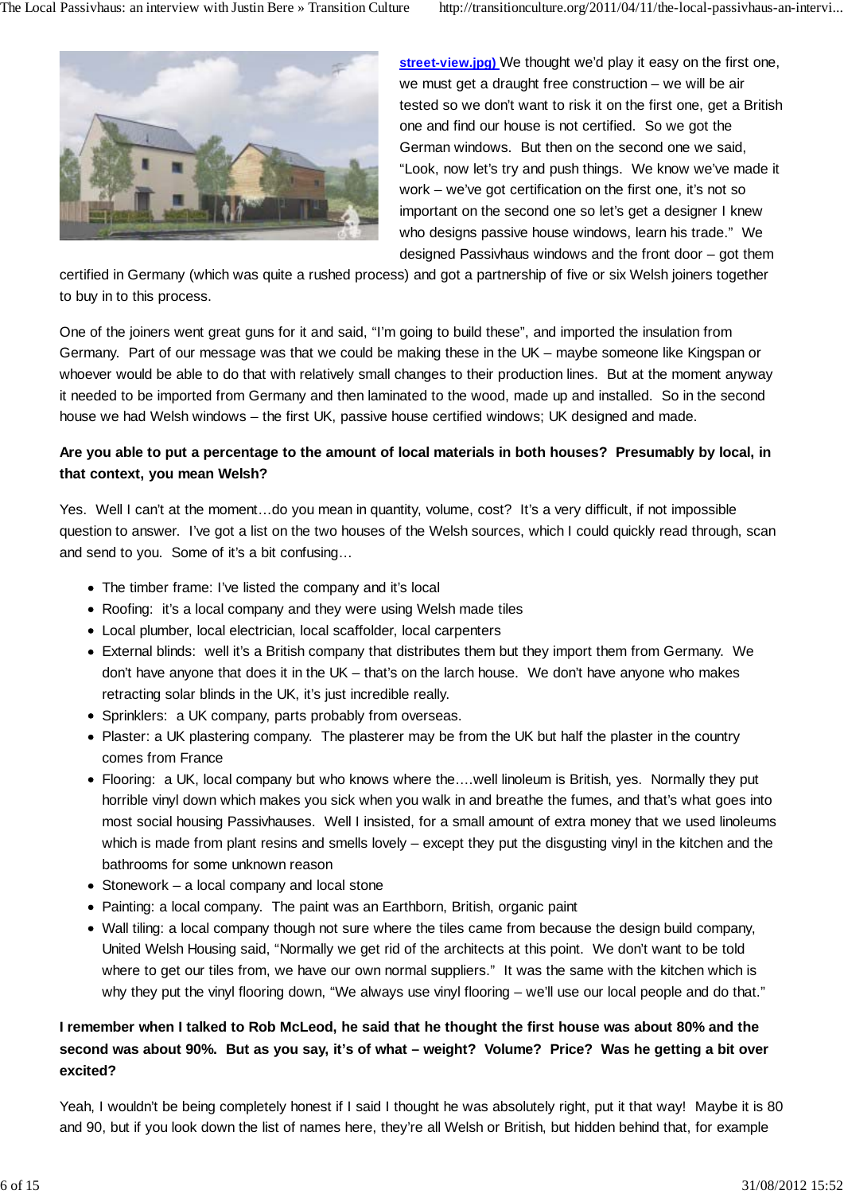street-view.jpg) We thought we'd play it easy on the first one, we must get a draught free construction – we will be air tested so we don't want to risk it on the first one, get a British one and find our house is not certified. So we got the German windows. But then on the second one we said, "Look, now let's try and push things. We know we've made it work – we've got certification on the first one, it's not so important on the second one so let's get a designer I knew who designs passive house windows, learn his trade." We designed Passivhaus windows and the front door – got them certified in Germany (which was quite a rushed process) and got a partnership of five or six Welsh joiners together to buy in to this process.

One of the joiners went great guns for it and said, "I'm going to build these", and imported the insulation from Germany. Part of our message was that we could be making these in the UK – maybe someone like Kingspan or whoever would be able to do that with relatively small changes to their production lines. But at the moment anyway it needed to be imported from Germany and then laminated to the wood, made up and installed. So in the second house we had Welsh windows – the first UK, passive house certified windows; UK designed and made.

**Are you able to put a percentage to the amount of local materials in both houses? Presumably by local, in that context, you mean Welsh?**

Yes. Well I can't at the moment…do you mean in quantity, volume, cost? It's a very difficult, if not impossible question to answer. I've got a list on the two houses of the Welsh sources, which I could quickly read through, scan and send to you. Some of it's a bit confusing…

- The timber frame: I've listed the company and it's local
- Roofing: it's a local company and they were using Welsh made tiles
- Local plumber, local electrician, local scaffolder, local carpenters
- External blinds: well it's a British company that distributes them but they import them from Germany. We don't have anyone that does it in the UK – that's on the larch house. We don't have anyone who makes retracting solar blinds in the UK, it's just incredible really.
- Sprinklers: a UK company, parts probably from overseas.
- Plaster: a UK plastering company. The plasterer may be from the UK but half the plaster in the country comes from France
- Flooring: a UK, local company but who knows where the….well linoleum is British, yes. Normally they put horrible vinyl down which makes you sick when you walk in and breathe the fumes, and that's what goes into most social housing Passivhauses. Well I insisted, for a small amount of extra money that we used linoleums which is made from plant resins and smells lovely – except they put the disgusting vinyl in the kitchen and the bathrooms for some unknown reason
- Stonework – a local company and local stone
- Painting: a local company. The paint was an Earthborn, British, organic paint
- Wall tiling: a local company though not sure where the tiles came from because the design build company, United Welsh Housing said, "Normally we get rid of the architects at this point. We don't want to be told where to get our tiles from, we have our own normal suppliers." It was the same with the kitchen which is why they put the vinyl flooring down, "We always use vinyl flooring – we'll use our local people and do that."

**I remember when I talked to Rob McLeod, he said that he thought the first house was about 80% and the second was about 90%. But as you say, it's of what – weight? Volume? Price? Was he getting a bit over excited?**

Yeah, I wouldn't be being completely honest if I said I thought he was absolutely right, put it that way! Maybe it is 80 and 90, but if you look down the list of names here, they're all Welsh or British, but hidden behind that, for example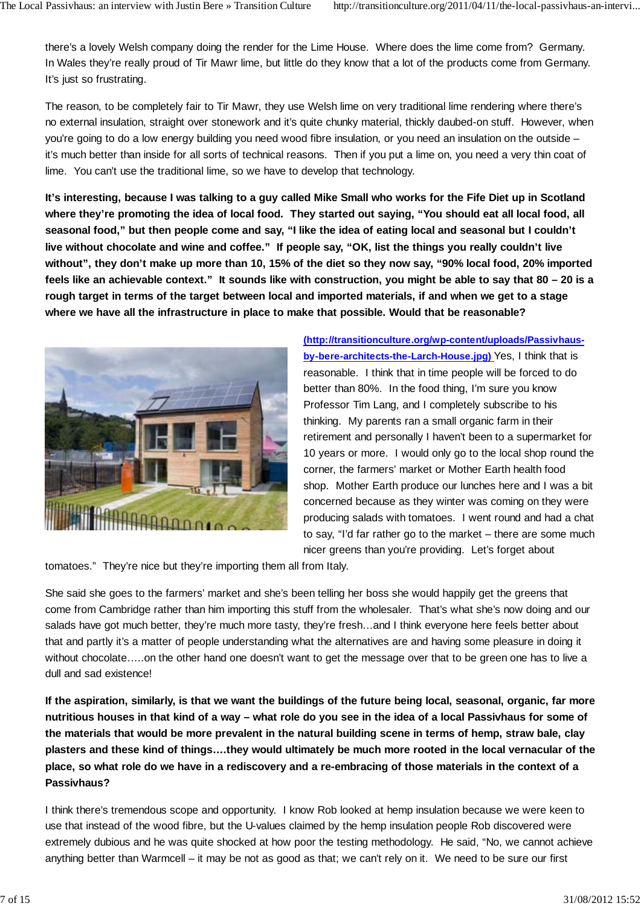there's a lovely Welsh company doing the render for the Lime House. Where does the lime come from? Germany. In Wales they're really proud of Tir Mawr lime, but little do they know that a lot of the products come from Germany. It's just so frustrating.

The reason, to be completely fair to Tir Mawr, they use Welsh lime on very traditional lime rendering where there's no external insulation, straight over stonework and it's quite chunky material, thickly daubed-on stuff. However, when you're going to do a low energy building you need wood fibre insulation, or you need an insulation on the outside – it's much better than inside for all sorts of technical reasons. Then if you put a lime on, you need a very thin coat of lime. You can't use the traditional lime, so we have to develop that technology.

**It's interesting, because I was talking to a guy called Mike Small who works for the Fife Diet up in Scotland where they're promoting the idea of local food. They started out saying, "You should eat all local food, all seasonal food," but then people come and say, "I like the idea of eating local and seasonal but I couldn't live without chocolate and wine and coffee." If people say, "OK, list the things you really couldn't live without", they don't make up more than 10, 15% of the diet so they now say, "90% local food, 20% imported feels like an achievable context." It sounds like with construction, you might be able to say that 80 – 20 is a rough target in terms of the target between local and imported materials, if and when we get to a stage where we have all the infrastructure in place to make that possible. Would that be reasonable?**

[(http://transitionculture.org/wp-content/uploads/Passivhaus-by-bere-architects-the-Larch-House.jpg)](http://transitionculture.org/wp-content/uploads/Passivhaus-by-bere-architects-the-Larch-House.jpg) Yes, I think that is reasonable. I think that in time people will be forced to do better than 80%. In the food thing, I'm sure you know Professor Tim Lang, and I completely subscribe to his thinking. My parents ran a small organic farm in their retirement and personally I haven't been to a supermarket for 10 years or more. I would only go to the local shop round the corner, the farmers' market or Mother Earth health food shop. Mother Earth produce our lunches here and I was a bit concerned because as they winter was coming on they were producing salads with tomatoes. I went round and had a chat to say, "I'd far rather go to the market – there are some much nicer greens than you're providing. Let's forget about tomatoes." They're nice but they're importing them all from Italy.

She said she goes to the farmers' market and she's been telling her boss she would happily get the greens that come from Cambridge rather than him importing this stuff from the wholesaler. That's what she's now doing and our salads have got much better, they're much more tasty, they're fresh…and I think everyone here feels better about that and partly it's a matter of people understanding what the alternatives are and having some pleasure in doing it without chocolate…..on the other hand one doesn't want to get the message over that to be green one has to live a dull and sad existence!

**If the aspiration, similarly, is that we want the buildings of the future being local, seasonal, organic, far more nutritious houses in that kind of a way – what role do you see in the idea of a local Passivhaus for some of the materials that would be more prevalent in the natural building scene in terms of hemp, straw bale, clay plasters and these kind of things….they would ultimately be much more rooted in the local vernacular of the place, so what role do we have in a rediscovery and a re-embracing of those materials in the context of a Passivhaus?**

I think there's tremendous scope and opportunity. I know Rob looked at hemp insulation because we were keen to use that instead of the wood fibre, but the U-values claimed by the hemp insulation people Rob discovered were extremely dubious and he was quite shocked at how poor the testing methodology. He said, "No, we cannot achieve anything better than Warmcell – it may be not as good as that; we can't rely on it. We need to be sure our first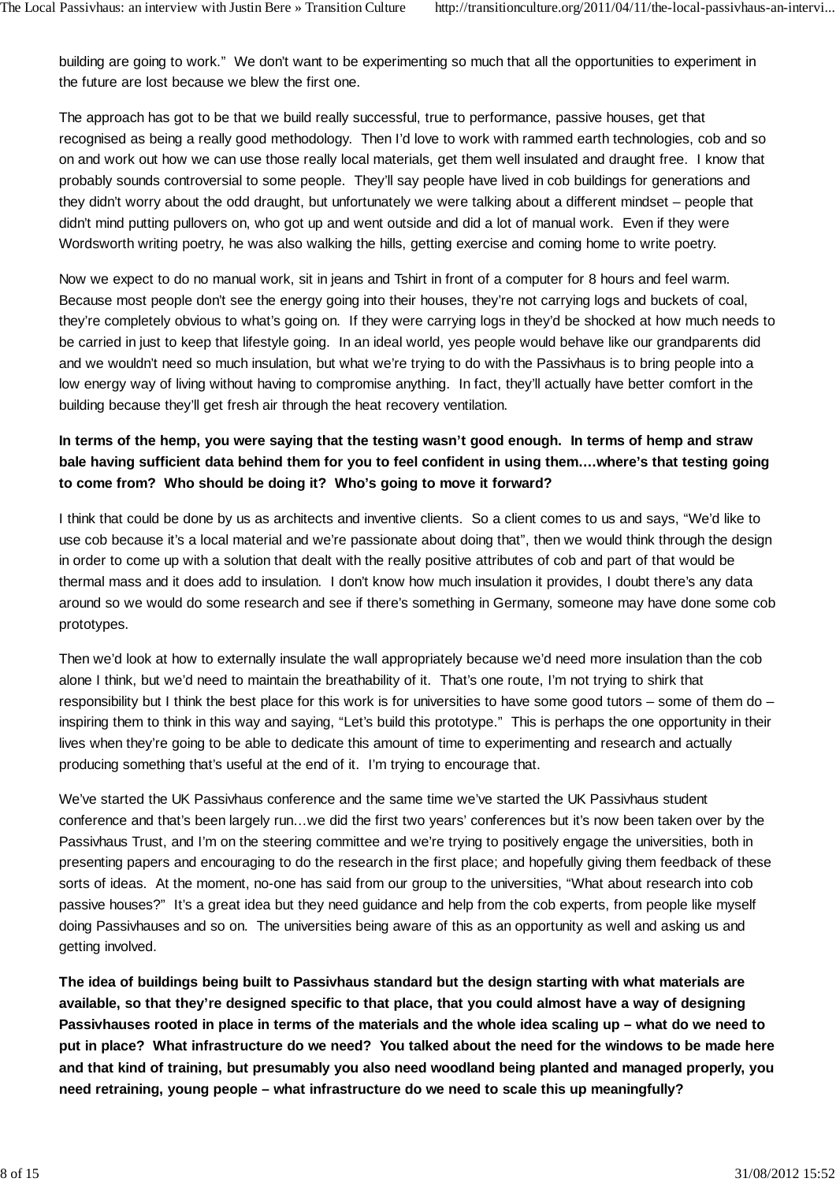building are going to work." We don't want to be experimenting so much that all the opportunities to experiment in the future are lost because we blew the first one.

The approach has got to be that we build really successful, true to performance, passive houses, get that recognised as being a really good methodology. Then I'd love to work with rammed earth technologies, cob and so on and work out how we can use those really local materials, get them well insulated and draught free. I know that probably sounds controversial to some people. They'll say people have lived in cob buildings for generations and they didn't worry about the odd draught, but unfortunately we were talking about a different mindset – people that didn't mind putting pullovers on, who got up and went outside and did a lot of manual work. Even if they were Wordsworth writing poetry, he was also walking the hills, getting exercise and coming home to write poetry.

Now we expect to do no manual work, sit in jeans and Tshirt in front of a computer for 8 hours and feel warm. Because most people don't see the energy going into their houses, they're not carrying logs and buckets of coal, they're completely obvious to what's going on. If they were carrying logs in they'd be shocked at how much needs to be carried in just to keep that lifestyle going. In an ideal world, yes people would behave like our grandparents did and we wouldn't need so much insulation, but what we're trying to do with the Passivhaus is to bring people into a low energy way of living without having to compromise anything. In fact, they'll actually have better comfort in the building because they'll get fresh air through the heat recovery ventilation.

**In terms of the hemp, you were saying that the testing wasn't good enough. In terms of hemp and straw bale having sufficient data behind them for you to feel confident in using them….where's that testing going to come from? Who should be doing it? Who's going to move it forward?**

I think that could be done by us as architects and inventive clients. So a client comes to us and says, "We'd like to use cob because it's a local material and we're passionate about doing that", then we would think through the design in order to come up with a solution that dealt with the really positive attributes of cob and part of that would be thermal mass and it does add to insulation. I don't know how much insulation it provides, I doubt there's any data around so we would do some research and see if there's something in Germany, someone may have done some cob prototypes.

Then we'd look at how to externally insulate the wall appropriately because we'd need more insulation than the cob alone I think, but we'd need to maintain the breathability of it. That's one route, I'm not trying to shirk that responsibility but I think the best place for this work is for universities to have some good tutors – some of them do – inspiring them to think in this way and saying, "Let's build this prototype." This is perhaps the one opportunity in their lives when they're going to be able to dedicate this amount of time to experimenting and research and actually producing something that's useful at the end of it. I'm trying to encourage that.

We've started the UK Passivhaus conference and the same time we've started the UK Passivhaus student conference and that's been largely run…we did the first two years' conferences but it's now been taken over by the Passivhaus Trust, and I'm on the steering committee and we're trying to positively engage the universities, both in presenting papers and encouraging to do the research in the first place; and hopefully giving them feedback of these sorts of ideas. At the moment, no-one has said from our group to the universities, "What about research into cob passive houses?" It's a great idea but they need guidance and help from the cob experts, from people like myself doing Passivhauses and so on. The universities being aware of this as an opportunity as well and asking us and getting involved.

**The idea of buildings being built to Passivhaus standard but the design starting with what materials are available, so that they're designed specific to that place, that you could almost have a way of designing Passivhauses rooted in place in terms of the materials and the whole idea scaling up – what do we need to put in place? What infrastructure do we need? You talked about the need for the windows to be made here and that kind of training, but presumably you also need woodland being planted and managed properly, you need retraining, young people – what infrastructure do we need to scale this up meaningfully?**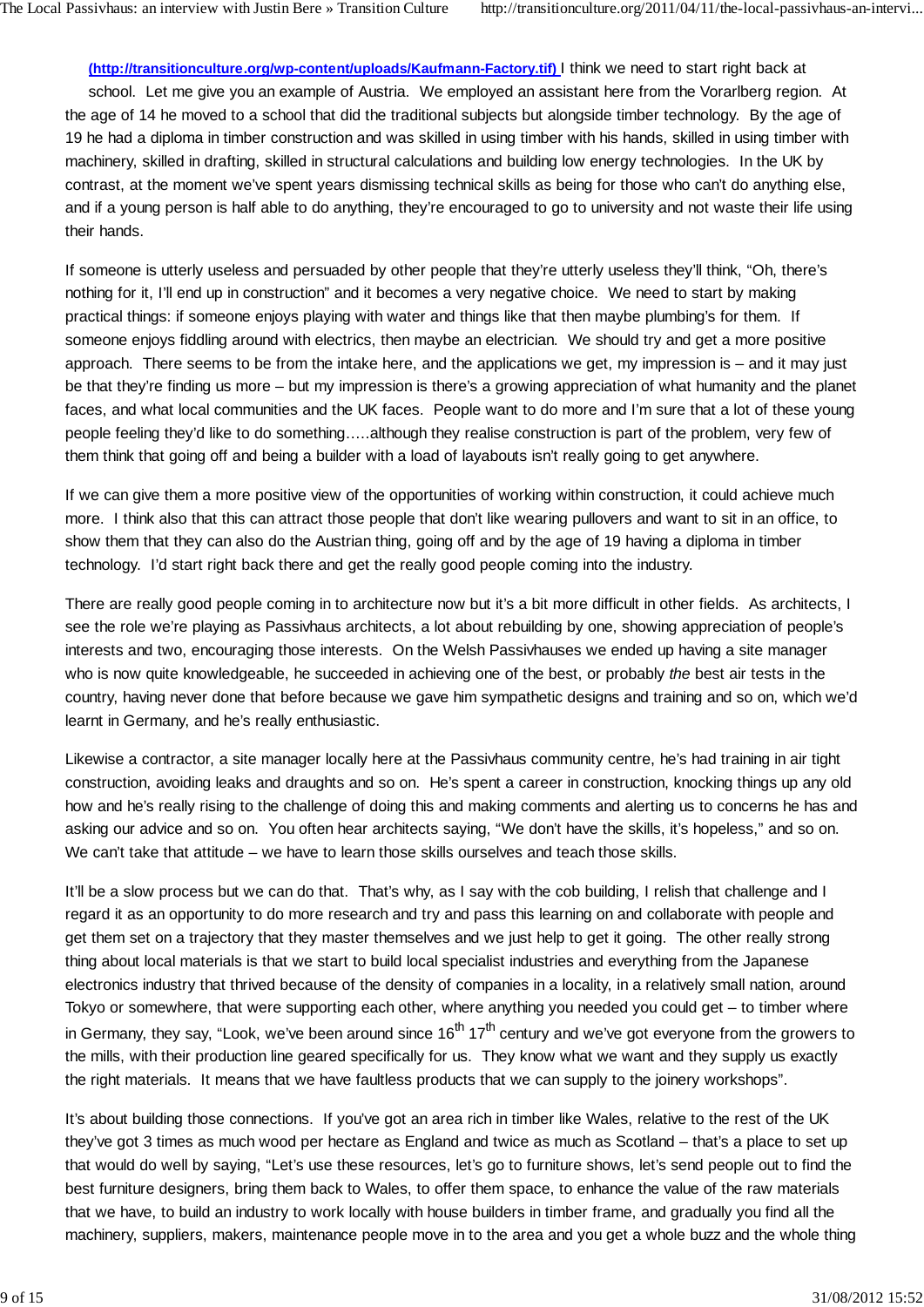(http://transitionculture.org/wp-content/uploads/Kaufmann-Factory.tif) I think we need to start right back at school. Let me give you an example of Austria. We employed an assistant here from the Vorarlberg region. At the age of 14 he moved to a school that did the traditional subjects but alongside timber technology. By the age of 19 he had a diploma in timber construction and was skilled in using timber with his hands, skilled in using timber with machinery, skilled in drafting, skilled in structural calculations and building low energy technologies. In the UK by contrast, at the moment we've spent years dismissing technical skills as being for those who can't do anything else, and if a young person is half able to do anything, they're encouraged to go to university and not waste their life using their hands.

If someone is utterly useless and persuaded by other people that they're utterly useless they'll think, "Oh, there's nothing for it, I'll end up in construction" and it becomes a very negative choice. We need to start by making practical things: if someone enjoys playing with water and things like that then maybe plumbing's for them. If someone enjoys fiddling around with electrics, then maybe an electrician. We should try and get a more positive approach. There seems to be from the intake here, and the applications we get, my impression is – and it may just be that they're finding us more – but my impression is there's a growing appreciation of what humanity and the planet faces, and what local communities and the UK faces. People want to do more and I'm sure that a lot of these young people feeling they'd like to do something…..although they realise construction is part of the problem, very few of them think that going off and being a builder with a load of layabouts isn't really going to get anywhere.

If we can give them a more positive view of the opportunities of working within construction, it could achieve much more. I think also that this can attract those people that don't like wearing pullovers and want to sit in an office, to show them that they can also do the Austrian thing, going off and by the age of 19 having a diploma in timber technology. I'd start right back there and get the really good people coming into the industry.

There are really good people coming in to architecture now but it's a bit more difficult in other fields. As architects, I see the role we're playing as Passivhaus architects, a lot about rebuilding by one, showing appreciation of people's interests and two, encouraging those interests. On the Welsh Passivhauses we ended up having a site manager who is now quite knowledgeable, he succeeded in achieving one of the best, or probably *the* best air tests in the country, having never done that before because we gave him sympathetic designs and training and so on, which we'd learnt in Germany, and he's really enthusiastic.

Likewise a contractor, a site manager locally here at the Passivhaus community centre, he's had training in air tight construction, avoiding leaks and draughts and so on. He's spent a career in construction, knocking things up any old how and he's really rising to the challenge of doing this and making comments and alerting us to concerns he has and asking our advice and so on. You often hear architects saying, "We don't have the skills, it's hopeless," and so on. We can't take that attitude – we have to learn those skills ourselves and teach those skills.

It'll be a slow process but we can do that. That's why, as I say with the cob building, I relish that challenge and I regard it as an opportunity to do more research and try and pass this learning on and collaborate with people and get them set on a trajectory that they master themselves and we just help to get it going. The other really strong thing about local materials is that we start to build local specialist industries and everything from the Japanese electronics industry that thrived because of the density of companies in a locality, in a relatively small nation, around Tokyo or somewhere, that were supporting each other, where anything you needed you could get – to timber where in Germany, they say, "Look, we've been around since 16th 17th century and we've got everyone from the growers to the mills, with their production line geared specifically for us. They know what we want and they supply us exactly the right materials. It means that we have faultless products that we can supply to the joinery workshops".

It's about building those connections. If you've got an area rich in timber like Wales, relative to the rest of the UK they've got 3 times as much wood per hectare as England and twice as much as Scotland – that's a place to set up that would do well by saying, "Let's use these resources, let's go to furniture shows, let's send people out to find the best furniture designers, bring them back to Wales, to offer them space, to enhance the value of the raw materials that we have, to build an industry to work locally with house builders in timber frame, and gradually you find all the machinery, suppliers, makers, maintenance people move in to the area and you get a whole buzz and the whole thing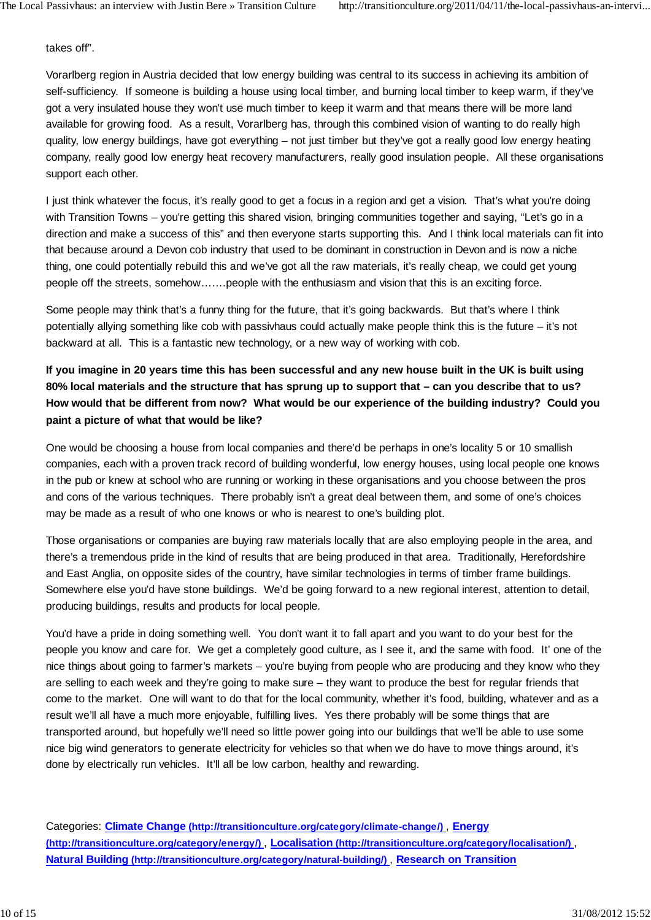takes off".

Vorarlberg region in Austria decided that low energy building was central to its success in achieving its ambition of self-sufficiency. If someone is building a house using local timber, and burning local timber to keep warm, if they've got a very insulated house they won't use much timber to keep it warm and that means there will be more land available for growing food. As a result, Vorarlberg has, through this combined vision of wanting to do really high quality, low energy buildings, have got everything – not just timber but they've got a really good low energy heating company, really good low energy heat recovery manufacturers, really good insulation people. All these organisations support each other.

I just think whatever the focus, it's really good to get a focus in a region and get a vision. That's what you're doing with Transition Towns – you're getting this shared vision, bringing communities together and saying, "Let's go in a direction and make a success of this" and then everyone starts supporting this. And I think local materials can fit into that because around a Devon cob industry that used to be dominant in construction in Devon and is now a niche thing, one could potentially rebuild this and we've got all the raw materials, it's really cheap, we could get young people off the streets, somehow…….people with the enthusiasm and vision that this is an exciting force.

Some people may think that's a funny thing for the future, that it's going backwards. But that's where I think potentially allying something like cob with passivhaus could actually make people think this is the future – it's not backward at all. This is a fantastic new technology, or a new way of working with cob.

**If you imagine in 20 years time this has been successful and any new house built in the UK is built using 80% local materials and the structure that has sprung up to support that – can you describe that to us? How would that be different from now? What would be our experience of the building industry? Could you paint a picture of what that would be like?**

One would be choosing a house from local companies and there'd be perhaps in one's locality 5 or 10 smallish companies, each with a proven track record of building wonderful, low energy houses, using local people one knows in the pub or knew at school who are running or working in these organisations and you choose between the pros and cons of the various techniques. There probably isn't a great deal between them, and some of one's choices may be made as a result of who one knows or who is nearest to one's building plot.

Those organisations or companies are buying raw materials locally that are also employing people in the area, and there's a tremendous pride in the kind of results that are being produced in that area. Traditionally, Herefordshire and East Anglia, on opposite sides of the country, have similar technologies in terms of timber frame buildings. Somewhere else you'd have stone buildings. We'd be going forward to a new regional interest, attention to detail, producing buildings, results and products for local people.

You'd have a pride in doing something well. You don't want it to fall apart and you want to do your best for the people you know and care for. We get a completely good culture, as I see it, and the same with food. It' one of the nice things about going to farmer's markets – you're buying from people who are producing and they know who they are selling to each week and they're going to make sure – they want to produce the best for regular friends that come to the market. One will want to do that for the local community, whether it's food, building, whatever and as a result we'll all have a much more enjoyable, fulfilling lives. Yes there probably will be some things that are transported around, but hopefully we'll need so little power going into our buildings that we'll be able to use some nice big wind generators to generate electricity for vehicles so that when we do have to move things around, it's done by electrically run vehicles. It'll all be low carbon, healthy and rewarding.

Categories: **Climate Change (http://transitionculture.org/category/climate-change/)**, **Energy (http://transitionculture.org/category/energy/)**, **Localisation (http://transitionculture.org/category/localisation/)**, **Natural Building (http://transitionculture.org/category/natural-building/)**, **Research on Transition**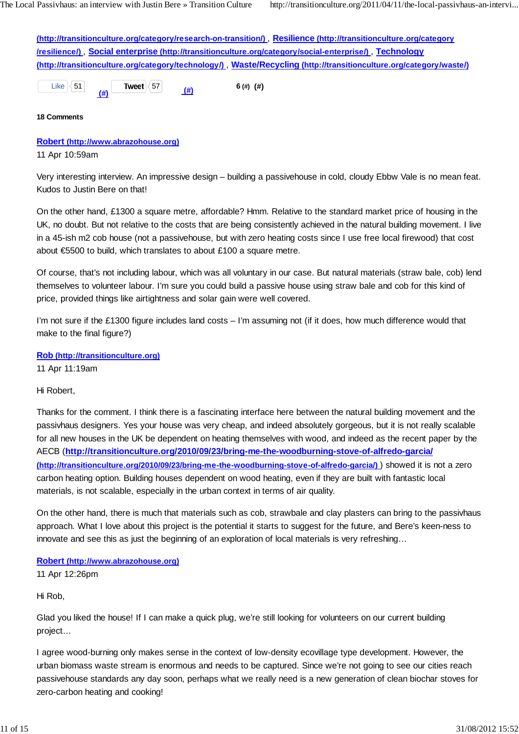(http://transitionculture.org/category/research-on-transition/) , Resilience (http://transitionculture.org/category/resilience/) , Social enterprise (http://transitionculture.org/category/social-enterprise/) , Technology (http://transitionculture.org/category/technology/) , Waste/Recycling (http://transitionculture.org/category/waste/)

Like 51 (#) Tweet 57 (#) 6 (#) (#)

**18 Comments**

**Robert (http://www.abrazohouse.org)**
11 Apr 10:59am

Very interesting interview. An impressive design – building a passivehouse in cold, cloudy Ebbw Vale is no mean feat. Kudos to Justin Bere on that!

On the other hand, £1300 a square metre, affordable? Hmm. Relative to the standard market price of housing in the UK, no doubt. But not relative to the costs that are being consistently achieved in the natural building movement. I live in a 45-ish m2 cob house (not a passivehouse, but with zero heating costs since I use free local firewood) that cost about €5500 to build, which translates to about £100 a square metre.

Of course, that's not including labour, which was all voluntary in our case. But natural materials (straw bale, cob) lend themselves to volunteer labour. I'm sure you could build a passive house using straw bale and cob for this kind of price, provided things like airtightness and solar gain were well covered.

I'm not sure if the £1300 figure includes land costs – I'm assuming not (if it does, how much difference would that make to the final figure?)

**Rob (http://transitionculture.org)**
11 Apr 11:19am

Hi Robert,

Thanks for the comment. I think there is a fascinating interface here between the natural building movement and the passivhaus designers. Yes your house was very cheap, and indeed absolutely gorgeous, but it is not really scalable for all new houses in the UK be dependent on heating themselves with wood, and indeed as the recent paper by the AECB (http://transitionculture.org/2010/09/23/bring-me-the-woodburning-stove-of-alfredo-garcia/ (http://transitionculture.org/2010/09/23/bring-me-the-woodburning-stove-of-alfredo-garcia/) ) showed it is not a zero carbon heating option. Building houses dependent on wood heating, even if they are built with fantastic local materials, is not scalable, especially in the urban context in terms of air quality.

On the other hand, there is much that materials such as cob, strawbale and clay plasters can bring to the passivhaus approach. What I love about this project is the potential it starts to suggest for the future, and Bere's keen-ness to innovate and see this as just the beginning of an exploration of local materials is very refreshing…

**Robert (http://www.abrazohouse.org)**
11 Apr 12:26pm

Hi Rob,

Glad you liked the house! If I can make a quick plug, we're still looking for volunteers on our current building project…

I agree wood-burning only makes sense in the context of low-density ecovillage type development. However, the urban biomass waste stream is enormous and needs to be captured. Since we're not going to see our cities reach passivehouse standards any day soon, perhaps what we really need is a new generation of clean biochar stoves for zero-carbon heating and cooking!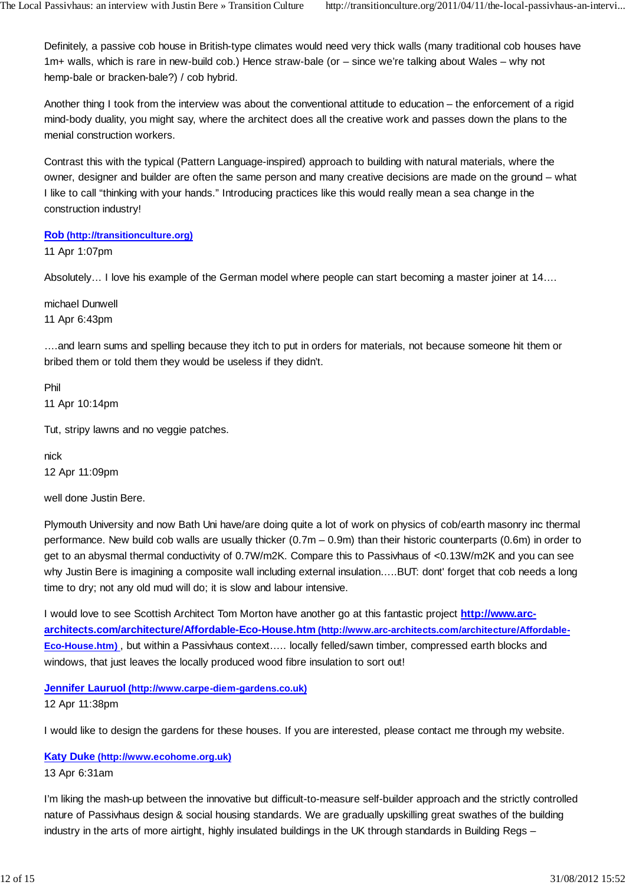Definitely, a passive cob house in British-type climates would need very thick walls (many traditional cob houses have 1m+ walls, which is rare in new-build cob.) Hence straw-bale (or – since we're talking about Wales – why not hemp-bale or bracken-bale?) / cob hybrid.

Another thing I took from the interview was about the conventional attitude to education – the enforcement of a rigid mind-body duality, you might say, where the architect does all the creative work and passes down the plans to the menial construction workers.

Contrast this with the typical (Pattern Language-inspired) approach to building with natural materials, where the owner, designer and builder are often the same person and many creative decisions are made on the ground – what I like to call "thinking with your hands." Introducing practices like this would really mean a sea change in the construction industry!

**[Rob (http://transitionculture.org)](http://transitionculture.org)**
11 Apr 1:07pm

Absolutely… I love his example of the German model where people can start becoming a master joiner at 14….

michael Dunwell
11 Apr 6:43pm

….and learn sums and spelling because they itch to put in orders for materials, not because someone hit them or bribed them or told them they would be useless if they didn't.

Phil
11 Apr 10:14pm

Tut, stripy lawns and no veggie patches.

nick
12 Apr 11:09pm

well done Justin Bere.

Plymouth University and now Bath Uni have/are doing quite a lot of work on physics of cob/earth masonry inc thermal performance. New build cob walls are usually thicker (0.7m – 0.9m) than their historic counterparts (0.6m) in order to get to an abysmal thermal conductivity of 0.7W/m2K. Compare this to Passivhaus of <0.13W/m2K and you can see why Justin Bere is imagining a composite wall including external insulation…..BUT: dont' forget that cob needs a long time to dry; not any old mud will do; it is slow and labour intensive.

I would love to see Scottish Architect Tom Morton have another go at this fantastic project **[http://www.arc-architects.com/architecture/Affordable-Eco-House.htm (http://www.arc-architects.com/architecture/Affordable-Eco-House.htm)](http://www.arc-architects.com/architecture/Affordable-Eco-House.htm)** , but within a Passivhaus context….. locally felled/sawn timber, compressed earth blocks and windows, that just leaves the locally produced wood fibre insulation to sort out!

**[Jennifer Lauruol (http://www.carpe-diem-gardens.co.uk)](http://www.carpe-diem-gardens.co.uk)**
12 Apr 11:38pm

I would like to design the gardens for these houses. If you are interested, please contact me through my website.

**[Katy Duke (http://www.ecohome.org.uk)](http://www.ecohome.org.uk)**
13 Apr 6:31am

I'm liking the mash-up between the innovative but difficult-to-measure self-builder approach and the strictly controlled nature of Passivhaus design & social housing standards. We are gradually upskilling great swathes of the building industry in the arts of more airtight, highly insulated buildings in the UK through standards in Building Regs –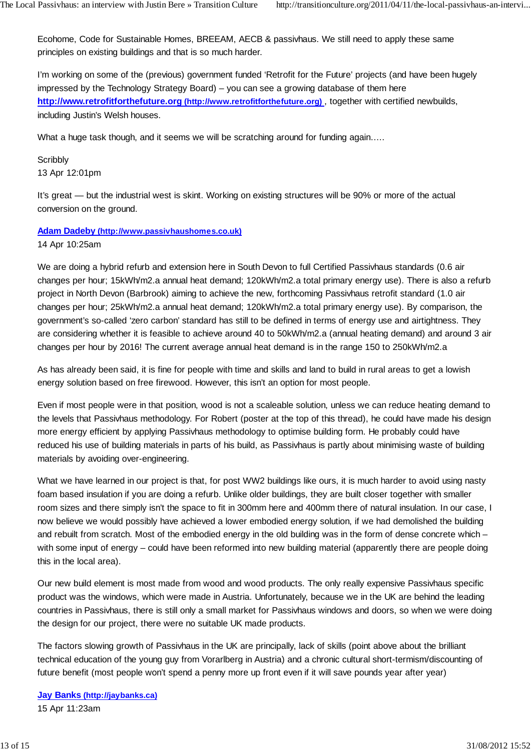Ecohome, Code for Sustainable Homes, BREEAM, AECB & passivhaus. We still need to apply these same principles on existing buildings and that is so much harder.

I'm working on some of the (previous) government funded 'Retrofit for the Future' projects (and have been hugely impressed by the Technology Strategy Board) – you can see a growing database of them here **[http://www.retrofitforthefuture.org](http://www.retrofitforthefuture.org) (http://www.retrofitforthefuture.org)** , together with certified newbuilds, including Justin's Welsh houses.

What a huge task though, and it seems we will be scratching around for funding again.....

Scribbly
13 Apr 12:01pm

It's great — but the industrial west is skint. Working on existing structures will be 90% or more of the actual conversion on the ground.

**[Adam Dadeby](http://www.passivhaushomes.co.uk) (http://www.passivhaushomes.co.uk)**
14 Apr 10:25am

We are doing a hybrid refurb and extension here in South Devon to full Certified Passivhaus standards (0.6 air changes per hour; 15kWh/m2.a annual heat demand; 120kWh/m2.a total primary energy use). There is also a refurb project in North Devon (Barbrook) aiming to achieve the new, forthcoming Passivhaus retrofit standard (1.0 air changes per hour; 25kWh/m2.a annual heat demand; 120kWh/m2.a total primary energy use). By comparison, the government's so-called 'zero carbon' standard has still to be defined in terms of energy use and airtightness. They are considering whether it is feasible to achieve around 40 to 50kWh/m2.a (annual heating demand) and around 3 air changes per hour by 2016! The current average annual heat demand is in the range 150 to 250kWh/m2.a

As has already been said, it is fine for people with time and skills and land to build in rural areas to get a lowish energy solution based on free firewood. However, this isn't an option for most people.

Even if most people were in that position, wood is not a scaleable solution, unless we can reduce heating demand to the levels that Passivhaus methodology. For Robert (poster at the top of this thread), he could have made his design more energy efficient by applying Passivhaus methodology to optimise building form. He probably could have reduced his use of building materials in parts of his build, as Passivhaus is partly about minimising waste of building materials by avoiding over-engineering.

What we have learned in our project is that, for post WW2 buildings like ours, it is much harder to avoid using nasty foam based insulation if you are doing a refurb. Unlike older buildings, they are built closer together with smaller room sizes and there simply isn't the space to fit in 300mm here and 400mm there of natural insulation. In our case, I now believe we would possibly have achieved a lower embodied energy solution, if we had demolished the building and rebuilt from scratch. Most of the embodied energy in the old building was in the form of dense concrete which – with some input of energy – could have been reformed into new building material (apparently there are people doing this in the local area).

Our new build element is most made from wood and wood products. The only really expensive Passivhaus specific product was the windows, which were made in Austria. Unfortunately, because we in the UK are behind the leading countries in Passivhaus, there is still only a small market for Passivhaus windows and doors, so when we were doing the design for our project, there were no suitable UK made products.

The factors slowing growth of Passivhaus in the UK are principally, lack of skills (point above about the brilliant technical education of the young guy from Vorarlberg in Austria) and a chronic cultural short-termism/discounting of future benefit (most people won't spend a penny more up front even if it will save pounds year after year)

**[Jay Banks](http://jaybanks.ca) (http://jaybanks.ca)**
15 Apr 11:23am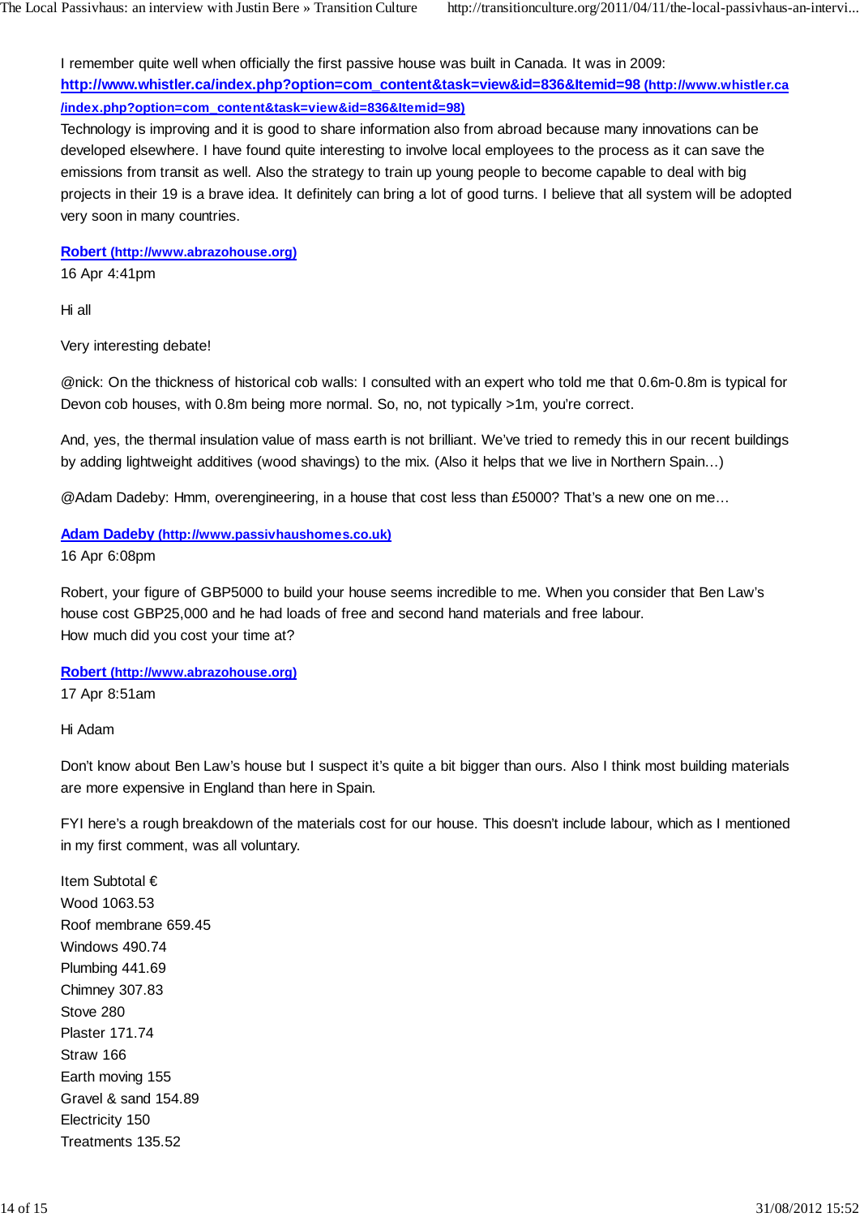I remember quite well when officially the first passive house was built in Canada. It was in 2009: **[http://www.whistler.ca/index.php?option=com_content&task=view&id=836&Itemid=98](http://www.whistler.ca/index.php?option=com_content&task=view&id=836&Itemid=98) (http://www.whistler.ca/index.php?option=com_content&task=view&id=836&Itemid=98)**
Technology is improving and it is good to share information also from abroad because many innovations can be developed elsewhere. I have found quite interesting to involve local employees to the process as it can save the emissions from transit as well. Also the strategy to train up young people to become capable to deal with big projects in their 19 is a brave idea. It definitely can bring a lot of good turns. I believe that all system will be adopted very soon in many countries.

**[Robert (http://www.abrazohouse.org)](http://www.abrazohouse.org)**
16 Apr 4:41pm

Hi all

Very interesting debate!

@nick: On the thickness of historical cob walls: I consulted with an expert who told me that 0.6m-0.8m is typical for Devon cob houses, with 0.8m being more normal. So, no, not typically >1m, you're correct.

And, yes, the thermal insulation value of mass earth is not brilliant. We've tried to remedy this in our recent buildings by adding lightweight additives (wood shavings) to the mix. (Also it helps that we live in Northern Spain…)

@Adam Dadeby: Hmm, overengineering, in a house that cost less than £5000? That's a new one on me…

**[Adam Dadeby (http://www.passivhaushomes.co.uk)](http://www.passivhaushomes.co.uk)**
16 Apr 6:08pm

Robert, your figure of GBP5000 to build your house seems incredible to me. When you consider that Ben Law's house cost GBP25,000 and he had loads of free and second hand materials and free labour.
How much did you cost your time at?

**[Robert (http://www.abrazohouse.org)](http://www.abrazohouse.org)**
17 Apr 8:51am

Hi Adam

Don't know about Ben Law's house but I suspect it's quite a bit bigger than ours. Also I think most building materials are more expensive in England than here in Spain.

FYI here's a rough breakdown of the materials cost for our house. This doesn't include labour, which as I mentioned in my first comment, was all voluntary.

| Item | Subtotal € |
|---|---|
| Wood | 1063.53 |
| Roof membrane | 659.45 |
| Windows | 490.74 |
| Plumbing | 441.69 |
| Chimney | 307.83 |
| Stove | 280 |
| Plaster | 171.74 |
| Straw | 166 |
| Earth moving | 155 |
| Gravel & sand | 154.89 |
| Electricity | 150 |
| Treatments | 135.52 |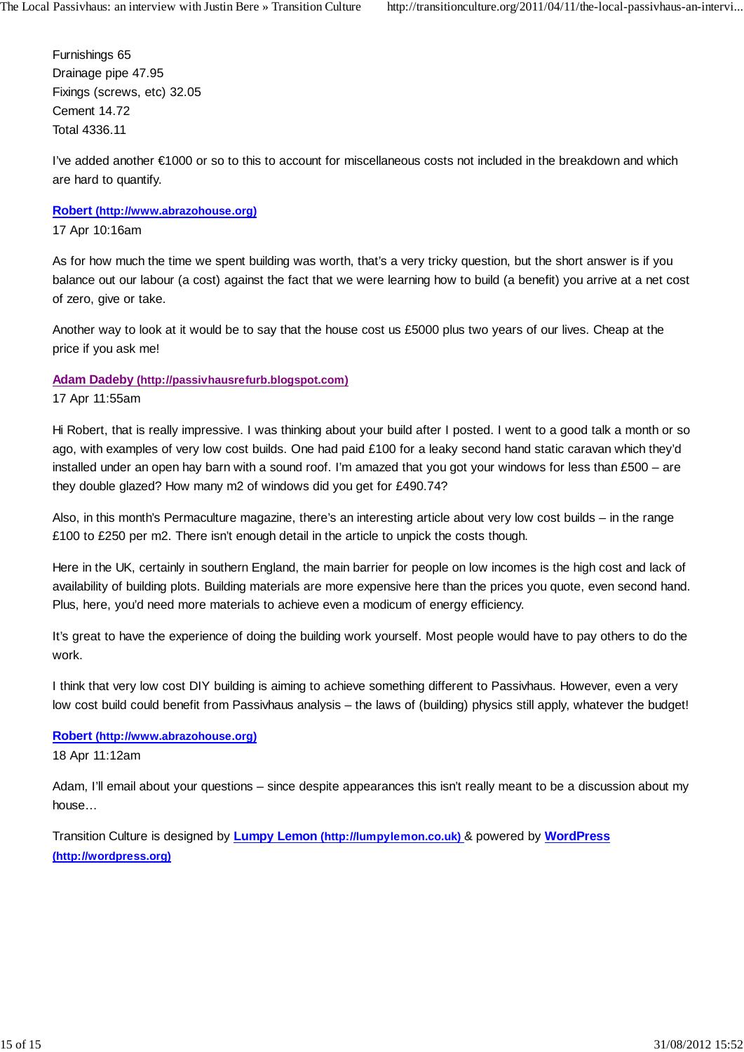Furnishings 65
Drainage pipe 47.95
Fixings (screws, etc) 32.05
Cement 14.72
Total 4336.11

I've added another €1000 or so to this to account for miscellaneous costs not included in the breakdown and which are hard to quantify.

**Robert (http://www.abrazohouse.org)**
17 Apr 10:16am

As for how much the time we spent building was worth, that's a very tricky question, but the short answer is if you balance out our labour (a cost) against the fact that we were learning how to build (a benefit) you arrive at a net cost of zero, give or take.

Another way to look at it would be to say that the house cost us £5000 plus two years of our lives. Cheap at the price if you ask me!

**Adam Dadeby (http://passivhausrefurb.blogspot.com)**
17 Apr 11:55am

Hi Robert, that is really impressive. I was thinking about your build after I posted. I went to a good talk a month or so ago, with examples of very low cost builds. One had paid £100 for a leaky second hand static caravan which they'd installed under an open hay barn with a sound roof. I'm amazed that you got your windows for less than £500 – are they double glazed? How many m2 of windows did you get for £490.74?

Also, in this month's Permaculture magazine, there's an interesting article about very low cost builds – in the range £100 to £250 per m2. There isn't enough detail in the article to unpick the costs though.

Here in the UK, certainly in southern England, the main barrier for people on low incomes is the high cost and lack of availability of building plots. Building materials are more expensive here than the prices you quote, even second hand. Plus, here, you'd need more materials to achieve even a modicum of energy efficiency.

It's great to have the experience of doing the building work yourself. Most people would have to pay others to do the work.

I think that very low cost DIY building is aiming to achieve something different to Passivhaus. However, even a very low cost build could benefit from Passivhaus analysis – the laws of (building) physics still apply, whatever the budget!

**Robert (http://www.abrazohouse.org)**
18 Apr 11:12am

Adam, I'll email about your questions – since despite appearances this isn't really meant to be a discussion about my house…

Transition Culture is designed by **Lumpy Lemon (http://lumpylemon.co.uk)** & powered by **WordPress (http://wordpress.org)**